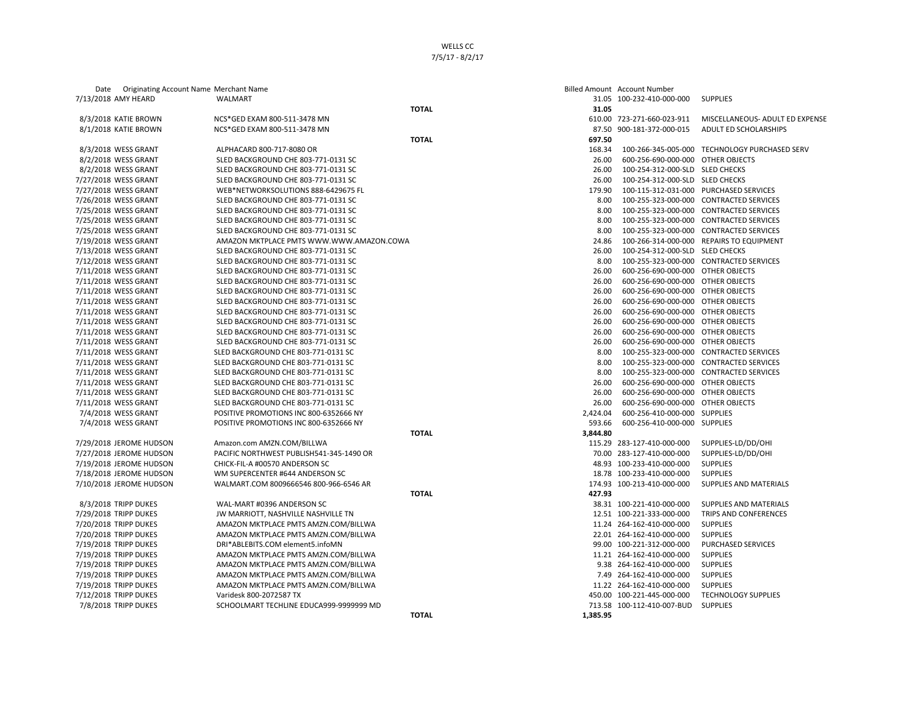WELLS CC
7/5/17 - 8/2/17

| Date | Originating Account Name | Merchant Name | | Billed Amount | Account Number | |
|---|---|---|---|---|---|---|
| 7/13/2018 | AMY HEARD | WALMART | | 31.05 | 100-232-410-000-000 | SUPPLIES |
| | | | TOTAL | 31.05 | | |
| 8/3/2018 | KATIE BROWN | NCS*GED EXAM 800-511-3478 MN | | 610.00 | 723-271-660-023-911 | MISCELLANEOUS- ADULT ED EXPENSE |
| 8/1/2018 | KATIE BROWN | NCS*GED EXAM 800-511-3478 MN | | 87.50 | 900-181-372-000-015 | ADULT ED SCHOLARSHIPS |
| | | | TOTAL | 697.50 | | |
| 8/3/2018 | WESS GRANT | ALPHACARD 800-717-8080 OR | | 168.34 | 100-266-345-005-000 | TECHNOLOGY PURCHASED SERV |
| 8/2/2018 | WESS GRANT | SLED BACKGROUND CHE 803-771-0131 SC | | 26.00 | 600-256-690-000-000 | OTHER OBJECTS |
| 8/2/2018 | WESS GRANT | SLED BACKGROUND CHE 803-771-0131 SC | | 26.00 | 100-254-312-000-SLD | SLED CHECKS |
| 7/27/2018 | WESS GRANT | SLED BACKGROUND CHE 803-771-0131 SC | | 26.00 | 100-254-312-000-SLD | SLED CHECKS |
| 7/27/2018 | WESS GRANT | WEB*NETWORKSOLUTIONS 888-6429675 FL | | 179.90 | 100-115-312-031-000 | PURCHASED SERVICES |
| 7/26/2018 | WESS GRANT | SLED BACKGROUND CHE 803-771-0131 SC | | 8.00 | 100-255-323-000-000 | CONTRACTED SERVICES |
| 7/25/2018 | WESS GRANT | SLED BACKGROUND CHE 803-771-0131 SC | | 8.00 | 100-255-323-000-000 | CONTRACTED SERVICES |
| 7/25/2018 | WESS GRANT | SLED BACKGROUND CHE 803-771-0131 SC | | 8.00 | 100-255-323-000-000 | CONTRACTED SERVICES |
| 7/25/2018 | WESS GRANT | SLED BACKGROUND CHE 803-771-0131 SC | | 8.00 | 100-255-323-000-000 | CONTRACTED SERVICES |
| 7/19/2018 | WESS GRANT | AMAZON MKTPLACE PMTS WWW.WWW.AMAZON.COWA | | 24.86 | 100-266-314-000-000 | REPAIRS TO EQUIPMENT |
| 7/13/2018 | WESS GRANT | SLED BACKGROUND CHE 803-771-0131 SC | | 26.00 | 100-254-312-000-SLD | SLED CHECKS |
| 7/12/2018 | WESS GRANT | SLED BACKGROUND CHE 803-771-0131 SC | | 8.00 | 100-255-323-000-000 | CONTRACTED SERVICES |
| 7/11/2018 | WESS GRANT | SLED BACKGROUND CHE 803-771-0131 SC | | 26.00 | 600-256-690-000-000 | OTHER OBJECTS |
| 7/11/2018 | WESS GRANT | SLED BACKGROUND CHE 803-771-0131 SC | | 26.00 | 600-256-690-000-000 | OTHER OBJECTS |
| 7/11/2018 | WESS GRANT | SLED BACKGROUND CHE 803-771-0131 SC | | 26.00 | 600-256-690-000-000 | OTHER OBJECTS |
| 7/11/2018 | WESS GRANT | SLED BACKGROUND CHE 803-771-0131 SC | | 26.00 | 600-256-690-000-000 | OTHER OBJECTS |
| 7/11/2018 | WESS GRANT | SLED BACKGROUND CHE 803-771-0131 SC | | 26.00 | 600-256-690-000-000 | OTHER OBJECTS |
| 7/11/2018 | WESS GRANT | SLED BACKGROUND CHE 803-771-0131 SC | | 26.00 | 600-256-690-000-000 | OTHER OBJECTS |
| 7/11/2018 | WESS GRANT | SLED BACKGROUND CHE 803-771-0131 SC | | 26.00 | 600-256-690-000-000 | OTHER OBJECTS |
| 7/11/2018 | WESS GRANT | SLED BACKGROUND CHE 803-771-0131 SC | | 26.00 | 600-256-690-000-000 | OTHER OBJECTS |
| 7/11/2018 | WESS GRANT | SLED BACKGROUND CHE 803-771-0131 SC | | 8.00 | 100-255-323-000-000 | CONTRACTED SERVICES |
| 7/11/2018 | WESS GRANT | SLED BACKGROUND CHE 803-771-0131 SC | | 8.00 | 100-255-323-000-000 | CONTRACTED SERVICES |
| 7/11/2018 | WESS GRANT | SLED BACKGROUND CHE 803-771-0131 SC | | 8.00 | 100-255-323-000-000 | CONTRACTED SERVICES |
| 7/11/2018 | WESS GRANT | SLED BACKGROUND CHE 803-771-0131 SC | | 26.00 | 600-256-690-000-000 | OTHER OBJECTS |
| 7/11/2018 | WESS GRANT | SLED BACKGROUND CHE 803-771-0131 SC | | 26.00 | 600-256-690-000-000 | OTHER OBJECTS |
| 7/11/2018 | WESS GRANT | SLED BACKGROUND CHE 803-771-0131 SC | | 26.00 | 600-256-690-000-000 | OTHER OBJECTS |
| 7/4/2018 | WESS GRANT | POSITIVE PROMOTIONS INC 800-6352666 NY | | 2,424.04 | 600-256-410-000-000 | SUPPLIES |
| 7/4/2018 | WESS GRANT | POSITIVE PROMOTIONS INC 800-6352666 NY | | 593.66 | 600-256-410-000-000 | SUPPLIES |
| | | | TOTAL | 3,844.80 | | |
| 7/29/2018 | JEROME HUDSON | Amazon.com AMZN.COM/BILLWA | | 115.29 | 283-127-410-000-000 | SUPPLIES-LD/DD/OHI |
| 7/27/2018 | JEROME HUDSON | PACIFIC NORTHWEST PUBLISH541-345-1490 OR | | 70.00 | 283-127-410-000-000 | SUPPLIES-LD/DD/OHI |
| 7/19/2018 | JEROME HUDSON | CHICK-FIL-A #00570 ANDERSON SC | | 48.93 | 100-233-410-000-000 | SUPPLIES |
| 7/18/2018 | JEROME HUDSON | WM SUPERCENTER #644 ANDERSON SC | | 18.78 | 100-233-410-000-000 | SUPPLIES |
| 7/10/2018 | JEROME HUDSON | WALMART.COM 8009666546 800-966-6546 AR | | 174.93 | 100-213-410-000-000 | SUPPLIES AND MATERIALS |
| | | | TOTAL | 427.93 | | |
| 8/3/2018 | TRIPP DUKES | WAL-MART #0396 ANDERSON SC | | 38.31 | 100-221-410-000-000 | SUPPLIES AND MATERIALS |
| 7/29/2018 | TRIPP DUKES | JW MARRIOTT, NASHVILLE NASHVILLE TN | | 12.51 | 100-221-333-000-000 | TRIPS AND CONFERENCES |
| 7/20/2018 | TRIPP DUKES | AMAZON MKTPLACE PMTS AMZN.COM/BILLWA | | 11.24 | 264-162-410-000-000 | SUPPLIES |
| 7/20/2018 | TRIPP DUKES | AMAZON MKTPLACE PMTS AMZN.COM/BILLWA | | 22.01 | 264-162-410-000-000 | SUPPLIES |
| 7/19/2018 | TRIPP DUKES | DRI*ABLEBITS.COM element5.infoMN | | 99.00 | 100-221-312-000-000 | PURCHASED SERVICES |
| 7/19/2018 | TRIPP DUKES | AMAZON MKTPLACE PMTS AMZN.COM/BILLWA | | 11.21 | 264-162-410-000-000 | SUPPLIES |
| 7/19/2018 | TRIPP DUKES | AMAZON MKTPLACE PMTS AMZN.COM/BILLWA | | 9.38 | 264-162-410-000-000 | SUPPLIES |
| 7/19/2018 | TRIPP DUKES | AMAZON MKTPLACE PMTS AMZN.COM/BILLWA | | 7.49 | 264-162-410-000-000 | SUPPLIES |
| 7/19/2018 | TRIPP DUKES | AMAZON MKTPLACE PMTS AMZN.COM/BILLWA | | 11.22 | 264-162-410-000-000 | SUPPLIES |
| 7/12/2018 | TRIPP DUKES | Varidesk 800-2072587 TX | | 450.00 | 100-221-445-000-000 | TECHNOLOGY SUPPLIES |
| 7/8/2018 | TRIPP DUKES | SCHOOLMART TECHLINE EDUCA999-9999999 MD | | 713.58 | 100-112-410-007-BUD | SUPPLIES |
| | | | TOTAL | 1,385.95 | | |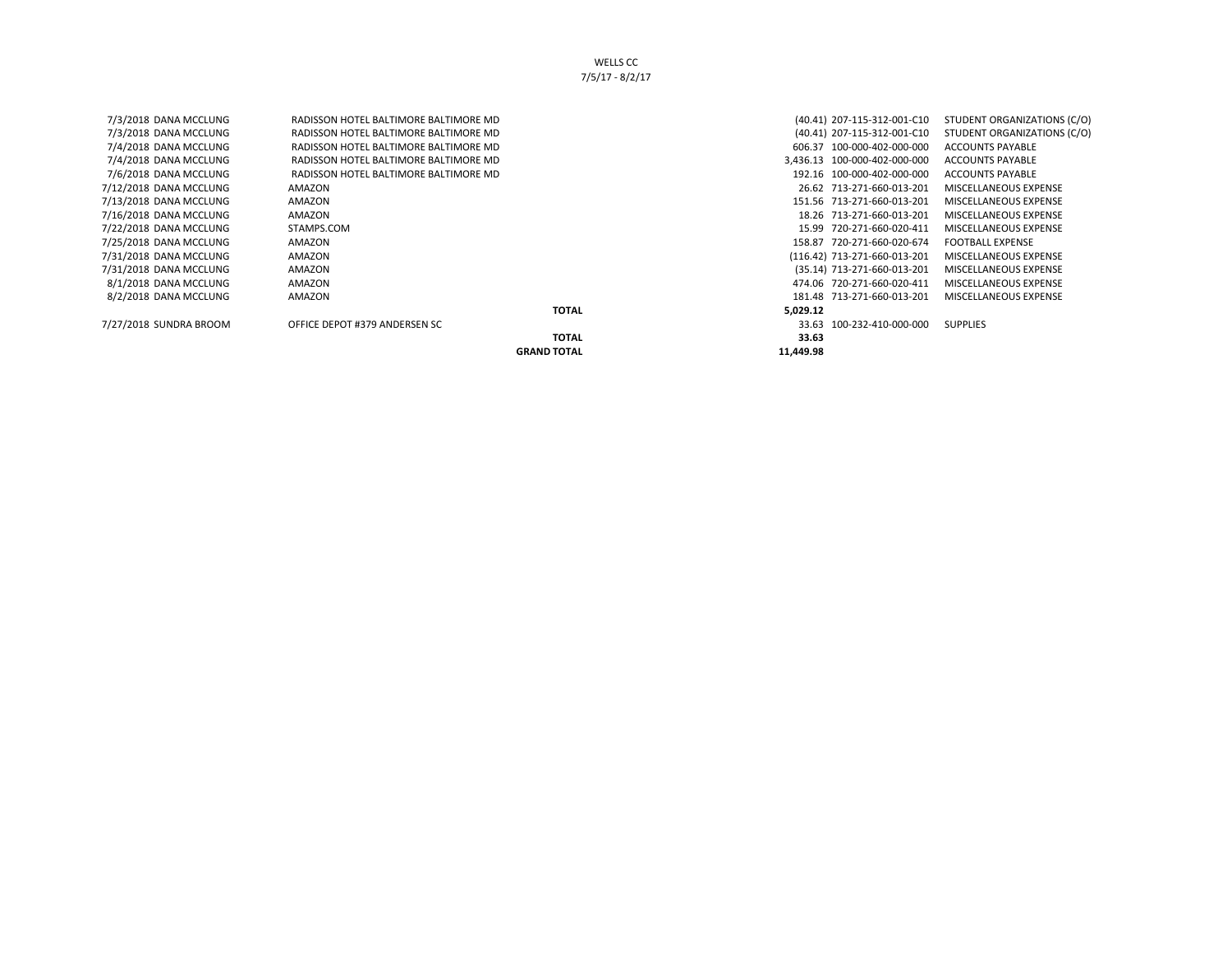WELLS CC
7/5/17 - 8/2/17

| | | | | | |
|---|---|---|---|---|---|
| 7/3/2018 | DANA MCCLUNG | RADISSON HOTEL BALTIMORE BALTIMORE MD | (40.41) | 207-115-312-001-C10 | STUDENT ORGANIZATIONS (C/O) |
| 7/3/2018 | DANA MCCLUNG | RADISSON HOTEL BALTIMORE BALTIMORE MD | (40.41) | 207-115-312-001-C10 | STUDENT ORGANIZATIONS (C/O) |
| 7/4/2018 | DANA MCCLUNG | RADISSON HOTEL BALTIMORE BALTIMORE MD | 606.37 | 100-000-402-000-000 | ACCOUNTS PAYABLE |
| 7/4/2018 | DANA MCCLUNG | RADISSON HOTEL BALTIMORE BALTIMORE MD | 3,436.13 | 100-000-402-000-000 | ACCOUNTS PAYABLE |
| 7/6/2018 | DANA MCCLUNG | RADISSON HOTEL BALTIMORE BALTIMORE MD | 192.16 | 100-000-402-000-000 | ACCOUNTS PAYABLE |
| 7/12/2018 | DANA MCCLUNG | AMAZON | 26.62 | 713-271-660-013-201 | MISCELLANEOUS EXPENSE |
| 7/13/2018 | DANA MCCLUNG | AMAZON | 151.56 | 713-271-660-013-201 | MISCELLANEOUS EXPENSE |
| 7/16/2018 | DANA MCCLUNG | AMAZON | 18.26 | 713-271-660-013-201 | MISCELLANEOUS EXPENSE |
| 7/22/2018 | DANA MCCLUNG | STAMPS.COM | 15.99 | 720-271-660-020-411 | MISCELLANEOUS EXPENSE |
| 7/25/2018 | DANA MCCLUNG | AMAZON | 158.87 | 720-271-660-020-674 | FOOTBALL EXPENSE |
| 7/31/2018 | DANA MCCLUNG | AMAZON | (116.42) | 713-271-660-013-201 | MISCELLANEOUS EXPENSE |
| 7/31/2018 | DANA MCCLUNG | AMAZON | (35.14) | 713-271-660-013-201 | MISCELLANEOUS EXPENSE |
| 8/1/2018 | DANA MCCLUNG | AMAZON | 474.06 | 720-271-660-020-411 | MISCELLANEOUS EXPENSE |
| 8/2/2018 | DANA MCCLUNG | AMAZON | 181.48 | 713-271-660-013-201 | MISCELLANEOUS EXPENSE |
| | | **TOTAL** | **5,029.12** | | |
| 7/27/2018 | SUNDRA BROOM | OFFICE DEPOT #379 ANDERSEN SC | 33.63 | 100-232-410-000-000 | SUPPLIES |
| | | **TOTAL** | **33.63** | | |
| | | **GRAND TOTAL** | **11,449.98** | | |